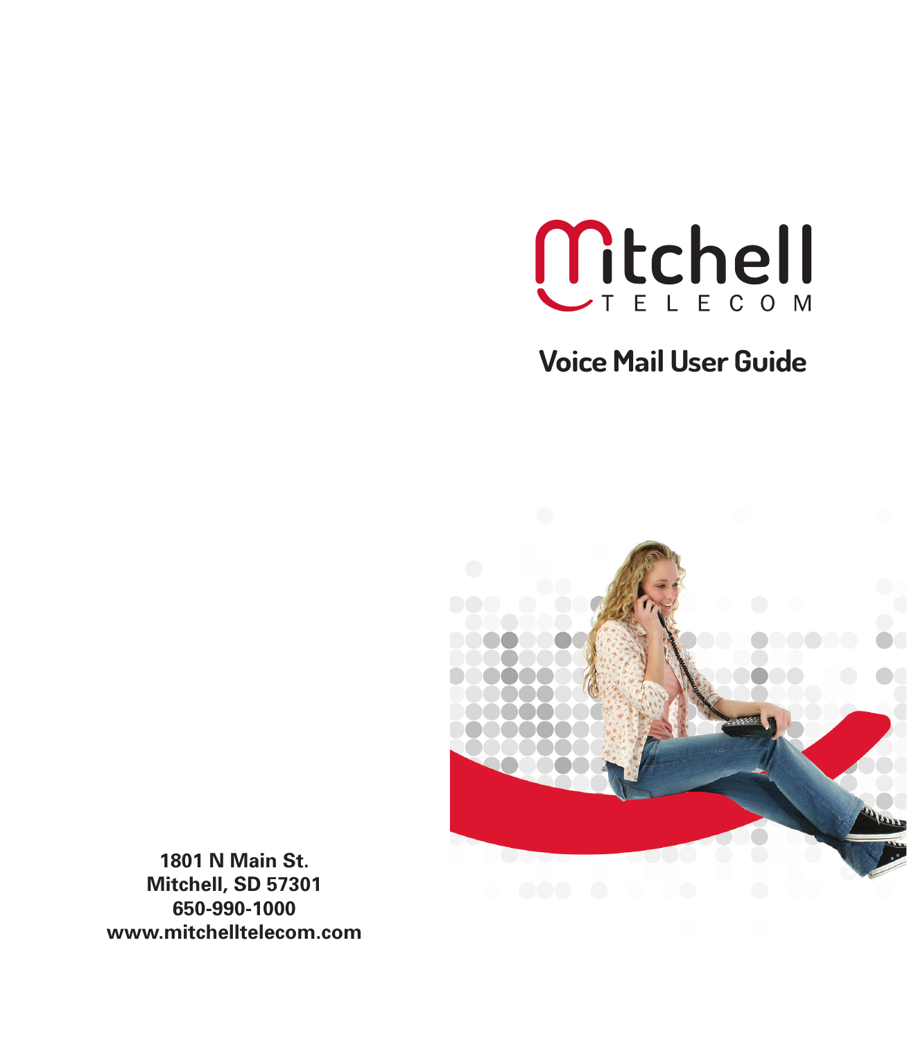Mitchell TELECOM

# Voice Mail User Guide

**1801 N Main St.**
**Mitchell, SD 57301**
**650-990-1000**
**www.mitchelltelecom.com**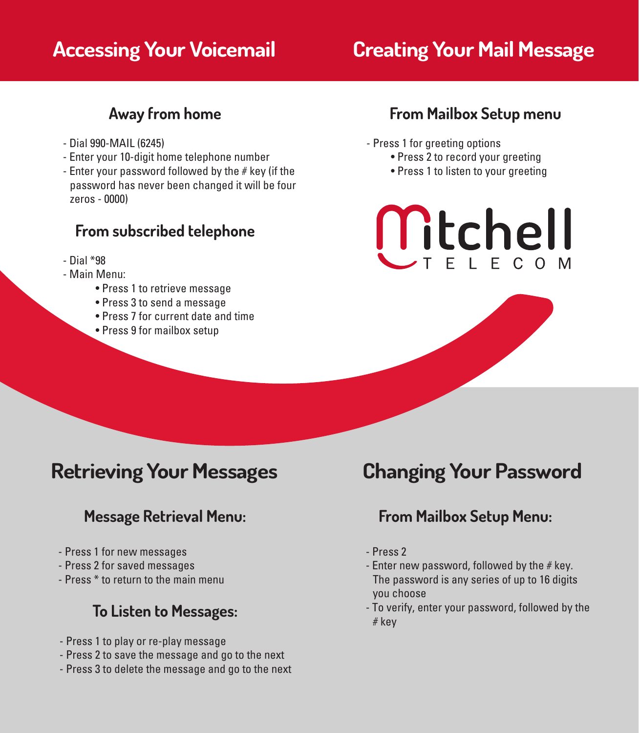## Accessing Your Voicemail

### Away from home

- Dial 990-MAIL (6245)
- Enter your 10-digit home telephone number
- Enter your password followed by the # key (if the password has never been changed it will be four zeros - 0000)

### From subscribed telephone

- Dial *98
- Main Menu:
  - Press 1 to retrieve message
  - Press 3 to send a message
  - Press 7 for current date and time
  - Press 9 for mailbox setup

## Creating Your Mail Message

### From Mailbox Setup menu

- Press 1 for greeting options
  - Press 2 to record your greeting
  - Press 1 to listen to your greeting

Mitchell TELECOM

## Retrieving Your Messages

### Message Retrieval Menu:

- Press 1 for new messages
- Press 2 for saved messages
- Press * to return to the main menu

### To Listen to Messages:

- Press 1 to play or re-play message
- Press 2 to save the message and go to the next
- Press 3 to delete the message and go to the next

## Changing Your Password

### From Mailbox Setup Menu:

- Press 2
- Enter new password, followed by the # key. The password is any series of up to 16 digits you choose
- To verify, enter your password, followed by the # key